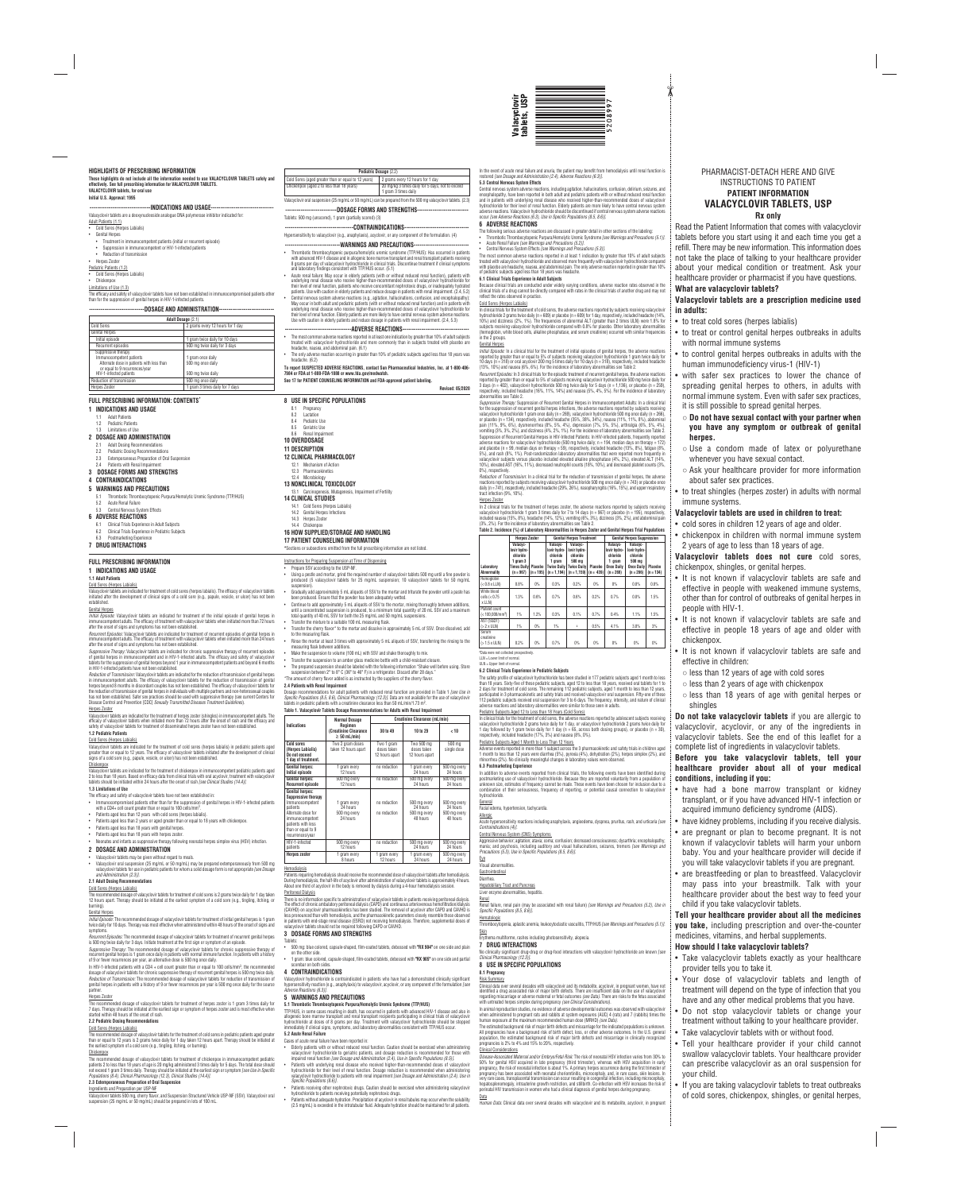**HIGHLIGHTS OF PRESCRIBING INFORMATION**
**These highlights do not include all the information needed to use VALACYCLOVIR TABLETS safely and effectively. See full prescribing information for VALACYCLOVIR TABLETS.**
**VALACYCLOVIR tablets, for oral use**
**Initial U.S. Approval: 1995**

---INDICATIONS AND USAGE---

Valacyclovir tablets are a deoxynucleoside analogue DNA polymerase inhibitor indicated for:
Adult Patients (1.1)
- Cold Sores (Herpes Labialis)
- Genital Herpes
  - Treatment in immunocompetent patients (initial or recurrent episode)
  - Suppression in immunocompetent or HIV-1-infected patients
  - Reduction of transmission
- Herpes Zoster

Pediatric Patients (1.2)
- Cold Sores (Herpes Labialis)
- Chickenpox

Limitations of Use (1.3)
The efficacy and safety of valacyclovir tablets have not been established in immunocompromised patients other than for the suppression of genital herpes in HIV-1-infected patients.

---DOSAGE AND ADMINISTRATION---

| Adult Dosage (2.1) | |
|---|---|
| Cold Sores | 2 grams every 12 hours for 1 day |
| Genital Herpes | |
| Initial episode | 1 gram twice daily for 10 days |
| Recurrent episodes | 500 mg twice daily for 3 days |
| Suppressive therapy | |
| Immunocompetent patients | 1 gram once daily |
| Alternate dose in patients with less than or equal to 9 recurrences/year | 500 mg once daily |
| HIV-1-infected patients | 500 mg twice daily |
| Reduction of transmission | 500 mg once daily |
| Herpes Zoster | 1 gram 3 times daily for 7 days |

| Pediatric Dosage (2.2) | |
|---|---|
| Cold Sores (aged greater than or equal to 12 years) | 2 grams every 12 hours for 1 day |
| Chickenpox (aged 2 to less than 18 years) | 20 mg/kg 3 times daily for 5 days; not to exceed 1 gram 3 times daily |

Valacyclovir oral suspension (25 mg/mL or 50 mg/mL) can be prepared from the 500 mg valacyclovir tablets. (2.3)

---DOSAGE FORMS AND STRENGTHS---

Tablets: 500 mg (unscored), 1 gram (partially scored) (3)

---CONTRAINDICATIONS---

Hypersensitivity to valacyclovir (e.g., anaphylaxis), acyclovir, or any component of the formulation. (4)

---WARNINGS AND PRECAUTIONS---

- Thrombotic thrombocytopenic purpura/hemolytic uremic syndrome (TTP/HUS): Has occurred in patients with advanced HIV-1 disease and in allogeneic bone marrow transplant and renal transplant patients receiving 8 grams per day of valacyclovir hydrochloride in clinical trials. Discontinue treatment if clinical symptoms and laboratory findings consistent with TTP/HUS occur. (5.1)
- Acute renal failure: May occur in elderly patients (with or without reduced renal function), patients with underlying renal disease who receive higher-than-recommended doses of valacyclovir hydrochloride for their level of renal function, patients who receive concomitant nephrotoxic drugs, or inadequately hydrated patients. Use with caution in elderly patients and reduce dosage in patients with renal impairment. (2.4, 5.2)
- Central nervous system adverse reactions (e.g., agitation, hallucinations, confusion, and encephalopathy): May occur in both adult and pediatric patients (with or without reduced renal function) and in patients with underlying renal disease who receive higher-than-recommended doses of valacyclovir hydrochloride for their level of renal function. Elderly patients are more likely to have central nervous system adverse reactions. Use with caution in elderly patients and reduce dosage in patients with renal impairment. (2.4, 5.3)

---ADVERSE REACTIONS---

- The most common adverse reactions reported in at least one indication by greater than 10% of adult subjects treated with valacyclovir hydrochloride and more commonly than in subjects treated with placebo are headache, nausea, and abdominal pain. (6.1)
- The only adverse reaction occurring in greater than 10% of pediatric subjects aged less than 18 years was headache. (6.2)

**To report SUSPECTED ADVERSE REACTIONS, contact Sun Pharmaceutical Industries, Inc. at 1-800-406-7984 or FDA at 1-800-FDA-1088 or www.fda.gov/medwatch.**

**See 17 for PATIENT COUNSELING INFORMATION and FDA-approved patient labeling.**

**Revised: 05/2020**

**FULL PRESCRIBING INFORMATION: CONTENTS***

**1 INDICATIONS AND USAGE**
1.1 Adult Patients
1.2 Pediatric Patients
1.3 Limitations of Use

**2 DOSAGE AND ADMINISTRATION**
2.1 Adult Dosing Recommendations
2.2 Pediatric Dosing Recommendations
2.3 Extemporaneous Preparation of Oral Suspension
2.4 Patients with Renal Impairment

**3 DOSAGE FORMS AND STRENGTHS**

**4 CONTRAINDICATIONS**

**5 WARNINGS AND PRECAUTIONS**
5.1 Thrombotic Thrombocytopenic Purpura/Hemolytic Uremic Syndrome (TTP/HUS)
5.2 Acute Renal Failure
5.3 Central Nervous System Effects

**6 ADVERSE REACTIONS**
6.1 Clinical Trials Experience in Adult Subjects
6.2 Clinical Trials Experience in Pediatric Subjects
6.3 Postmarketing Experience

**7 DRUG INTERACTIONS**

**8 USE IN SPECIFIC POPULATIONS**
8.1 Pregnancy
8.2 Lactation
8.4 Pediatric Use
8.5 Geriatric Use
8.6 Renal Impairment

**10 OVERDOSAGE**

**11 DESCRIPTION**

**12 CLINICAL PHARMACOLOGY**
12.1 Mechanism of Action
12.3 Pharmacokinetics
12.4 Microbiology

**13 NONCLINICAL TOXICOLOGY**
13.1 Carcinogenesis, Mutagenesis, Impairment of Fertility

**14 CLINICAL STUDIES**
14.1 Cold Sores (Herpes Labialis)
14.2 Genital Herpes Infections
14.3 Herpes Zoster
14.4 Chickenpox

**16 HOW SUPPLIED/STORAGE AND HANDLING**

**17 PATIENT COUNSELING INFORMATION**

*Sections or subsections omitted from the full prescribing information are not listed.

**FULL PRESCRIBING INFORMATION**

**1 INDICATIONS AND USAGE**

**1.1 Adult Patients**

Cold Sores (Herpes Labialis)
Valacyclovir tablets are indicated for treatment of cold sores (herpes labialis). The efficacy of valacyclovir tablets initiated after the development of clinical signs of a cold sore (e.g., papule, vesicle, or ulcer) has not been established.

Genital Herpes
*Initial Episode:* Valacyclovir tablets are indicated for treatment of the initial episode of genital herpes in immunocompetent adults. The efficacy of treatment with valacyclovir tablets when initiated more than 72 hours after the onset of signs and symptoms has not been established.

*Recurrent Episodes:* Valacyclovir tablets are indicated for treatment of recurrent episodes of genital herpes in immunocompetent adults. The efficacy of treatment with valacyclovir tablets when initiated more than 24 hours after the onset of signs and symptoms has not been established.

*Suppressive Therapy:* Valacyclovir tablets are indicated for chronic suppressive therapy of recurrent episodes of genital herpes in immunocompetent and in HIV-1-infected adults. The efficacy and safety of valacyclovir tablets for the suppression of genital herpes beyond 1 year in immunocompetent patients and beyond 6 months in HIV-1-infected patients have not been established.

*Reduction of Transmission:* Valacyclovir tablets are indicated for the reduction of transmission of genital herpes in immunocompetent adults. The efficacy of valacyclovir tablets for the reduction of transmission of genital herpes beyond 8 months in discordant couples has not been established. The efficacy of valacyclovir tablets for the reduction of transmission of genital herpes in individuals with multiple partners and non-heterosexual couples has not been established. Safer sex practices should be used with suppressive therapy (see current Centers for Disease Control and Prevention [CDC] *Sexually Transmitted Diseases Treatment Guidelines*).

Herpes Zoster
Valacyclovir tablets are indicated for the treatment of herpes zoster (shingles) in immunocompetent adults. The efficacy of valacyclovir tablets when initiated more than 72 hours after the onset of rash and the efficacy and safety of valacyclovir tablets for treatment of disseminated herpes zoster have not been established.

**1.2 Pediatric Patients**

Cold Sores (Herpes Labialis)
Valacyclovir tablets are indicated for the treatment of cold sores (herpes labialis) in pediatric patients aged greater than or equal to 12 years. The efficacy of valacyclovir tablets initiated after the development of clinical signs of a cold sore (e.g., papule, vesicle, or ulcer) has not been established.

Chickenpox
Valacyclovir tablets are indicated for the treatment of chickenpox in immunocompetent pediatric patients aged 2 to less than 18 years. Based on efficacy data from clinical trials with oral acyclovir, treatment with valacyclovir tablets should be initiated within 24 hours after the onset of rash *[see Clinical Studies (14.4)]*.

**1.3 Limitations of Use**

The efficacy and safety of valacyclovir tablets have not been established in:
- Immunocompromised patients other than for the suppression of genital herpes in HIV-1-infected patients with a CD4+ cell count greater than or equal to 100 cells/mm³.
- Patients aged less than 12 years with cold sores (herpes labialis).
- Patients aged less than 2 years or aged greater than or equal to 18 years with chickenpox.
- Patients aged less than 18 years with genital herpes.
- Patients aged less than 18 years with herpes zoster.
- Neonates and infants as suppressive therapy following neonatal herpes simplex virus (HSV) infection.

**2 DOSAGE AND ADMINISTRATION**

- Valacyclovir tablets may be given without regard to meals.
- Valacyclovir oral suspension (25 mg/mL or 50 mg/mL) may be prepared extemporaneously from 500 mg valacyclovir tablets for use in pediatric patients for whom a solid dosage form is not appropriate *[see Dosage and Administration (2.3)]*.

**2.1 Adult Dosing Recommendations**

Cold Sores (Herpes Labialis)
The recommended dosage of valacyclovir tablets for treatment of cold sores is 2 grams twice daily for 1 day taken 12 hours apart. Therapy should be initiated at the earliest symptom of a cold sore (e.g., tingling, itching, or burning).

Genital Herpes
*Initial Episode:* The recommended dosage of valacyclovir tablets for treatment of initial genital herpes is 1 gram twice daily for 10 days. Therapy was most effective when administered within 48 hours of the onset of signs and symptoms.

*Recurrent Episodes:* The recommended dosage of valacyclovir tablets for treatment of recurrent genital herpes is 500 mg twice daily for 3 days. Initiate treatment at the first sign or symptom of an episode.

*Suppressive Therapy:* The recommended dosage of valacyclovir tablets for chronic suppressive therapy of recurrent genital herpes is 1 gram once daily in patients with normal immune function. In patients with a history of 9 or fewer recurrences per year, an alternative dose is 500 mg once daily.

In HIV-1-infected patients with a CD4+ cell count greater than or equal to 100 cells/mm³, the recommended dosage of valacyclovir tablets for chronic suppressive therapy of recurrent genital herpes is 500 mg twice daily.

*Reduction of Transmission:* The recommended dosage of valacyclovir tablets for reduction of transmission of genital herpes in patients with a history of 9 or fewer recurrences per year is 500 mg once daily for the source partner.

Herpes Zoster
The recommended dosage of valacyclovir tablets for treatment of herpes zoster is 1 gram 3 times daily for 7 days. Therapy should be initiated at the earliest sign or symptom of herpes zoster and is most effective when started within 48 hours of the onset of rash.

**2.2 Pediatric Dosing Recommendations**

Cold Sores (Herpes Labialis)
The recommended dosage of valacyclovir tablets for the treatment of cold sores in pediatric patients aged greater than or equal to 12 years is 2 grams twice daily for 1 day taken 12 hours apart. Therapy should be initiated at the earliest symptom of a cold sore (e.g., tingling, itching, or burning).

Chickenpox
The recommended dosage of valacyclovir tablets for treatment of chickenpox in immunocompetent pediatric patients 2 to less than 18 years of age is 20 mg/kg administered 3 times daily for 5 days. The total dose should not exceed 1 gram 3 times daily. Therapy should be initiated at the earliest sign or symptom *[see Use in Specific Populations (8.4), Clinical Pharmacology (12.3), Clinical Studies (14.4)]*.

**2.3 Extemporaneous Preparation of Oral Suspension**

Ingredients and Preparation per USP-NF
Valacyclovir tablets 500 mg, cherry flavor, and Suspension Structured Vehicle USP-NF (SSV). Valacyclovir oral suspension (25 mg/mL or 50 mg/mL) should be prepared in lots of 100 mL.

Instructions for Preparing Suspension at Time of Dispensing
- Prepare SSV according to the USP-NF.
- Using a pestle and mortar, grind the required number of valacyclovir tablets 500 mg until a fine powder is produced (5 valacyclovir tablets for 25 mg/mL suspension; 10 valacyclovir tablets for 50 mg/mL suspension).
- Gradually add approximately 5 mL aliquots of SSV to the mortar and triturate the powder until a paste has been produced. Ensure that the powder has been adequately wetted.
- Continue to add approximately 5 mL aliquots of SSV to the mortar, mixing thoroughly between additions, until a concentrated suspension is produced, to a minimum total quantity of 20 mL SSV and a maximum total quantity of 40 mL SSV for both the 25 mg/mL and 50 mg/mL suspensions.
- Transfer the mixture to a suitable 100 mL measuring flask.
- Transfer the cherry flavor* to the mortar and dissolve in approximately 5 mL of SSV. Once dissolved, add to the measuring flask.
- Rinse the mortar at least 3 times with approximately 5 mL aliquots of SSV, transferring the rinsing to the measuring flask between additions.
- Make the suspension to volume (100 mL) with SSV and shake thoroughly to mix.
- Transfer the suspension to an amber glass medicine bottle with a child-resistant closure.
- The prepared suspension should be labeled with the following information "Shake well before using. Store suspension between 2° to 8°C (36° to 46° F) in a refrigerator. Discard after 28 days."

*The amount of cherry flavor added is as instructed by the suppliers of the cherry flavor.

**2.4 Patients with Renal Impairment**

Dosage recommendations for adult patients with reduced renal function are provided in Table 1 *[see Use in Specific Populations (8.5, 8.6), Clinical Pharmacology (12.3)]*. Data are not available for the use of valacyclovir tablets in pediatric patients with a creatinine clearance less than 50 mL/min/1.73 m².

**Table 1. Valacyclovir Tablets Dosage Recommendations for Adults with Renal Impairment**

| Indications | Normal Dosage Regimen (Creatinine Clearance ≥ 50 mL/min) | Creatinine Clearance (mL/min) | | |
|---|---|---|---|---|
| | | 30 to 49 | 10 to 29 | < 10 |
| Cold sores (Herpes labialis) Do not exceed 1 day of treatment. | Two 2 gram doses taken 12 hours apart | Two 1 gram doses taken 12 hours apart | Two 500 mg doses taken 12 hours apart | 500 mg single dose |
| Genital herpes: Initial episode | 1 gram every 12 hours | no reduction | 1 gram every 24 hours | 500 mg every 24 hours |
| Genital herpes: Recurrent episode | 500 mg every 12 hours | no reduction | 500 mg every 24 hours | 500 mg every 24 hours |
| Genital herpes: Suppressive therapy | | | | |
| Immunocompetent patients | 1 gram every 24 hours | no reduction | 500 mg every 24 hours | 500 mg every 24 hours |
| Alternate dose for immunocompetent patients with less than or equal to 9 recurrences/year | 500 mg every 24 hours | no reduction | 500 mg every 48 hours | 500 mg every 48 hours |
| HIV-1-infected patients | 500 mg every 12 hours | no reduction | 500 mg every 24 hours | 500 mg every 24 hours |
| Herpes zoster | 1 gram every 8 hours | 1 gram every 12 hours | 1 gram every 24 hours | 500 mg every 24 hours |

Hemodialysis
Patients requiring hemodialysis should receive the recommended dose of valacyclovir tablets after hemodialysis. During hemodialysis, the half-life of acyclovir after administration of valacyclovir tablets is approximately 4 hours. About one third of acyclovir in the body is removed by dialysis during a 4-hour hemodialysis session.

Peritoneal Dialysis
There is no information specific to administration of valacyclovir tablets in patients receiving peritoneal dialysis. The effect of chronic ambulatory peritoneal dialysis (CAPD) and continuous arteriovenous hemofiltration/dialysis (CAVHD) on acyclovir pharmacokinetics has been studied. The removal of acyclovir after CAPD and CAVHD is less pronounced than with hemodialysis, and the pharmacokinetic parameters closely resemble those observed in patients with end-stage renal disease (ESRD) not receiving hemodialysis. Therefore, supplemental doses of valacyclovir tablets should not be required following CAPD or CAVHD.

**3 DOSAGE FORMS AND STRENGTHS**

Tablets:
- 500 mg: blue colored, capsule-shaped, film-coated tablets, debossed with **"RX 904"** on one side and plain on the other side.
- 1 gram: blue colored, capsule-shaped, film-coated tablets, debossed with **"RX 905"** on one side and partial scoreline on both sides.

**4 CONTRAINDICATIONS**

Valacyclovir tablets are contraindicated in patients who have had a demonstrated clinically significant hypersensitivity reaction (e.g., anaphylaxis) to valacyclovir, acyclovir, or any component of the formulation *[see Adverse Reactions (6.3)]*.

**5 WARNINGS AND PRECAUTIONS**

**5.1 Thrombotic Thrombocytopenic Purpura/Hemolytic Uremic Syndrome (TTP/HUS)**

TTP/HUS, in some cases resulting in death, has occurred in patients with advanced HIV-1 disease and also in allogeneic bone marrow transplant and renal transplant recipients participating in clinical trials of valacyclovir hydrochloride at doses of 8 grams per day. Treatment with valacyclovir hydrochloride should be stopped immediately if clinical signs, symptoms, and laboratory abnormalities consistent with TTP/HUS occur.

**5.2 Acute Renal Failure**

Cases of acute renal failure have been reported in:
- Elderly patients with or without reduced renal function. Caution should be exercised when administering valacyclovir hydrochloride to geriatric patients, and dosage reduction is recommended for those with impaired renal function *[see Dosage and Administration (2.4), Use in Specific Populations (8.5)]*.
- Patients with underlying renal disease who received higher-than-recommended doses of valacyclovir hydrochloride for their level of renal function. Dosage reduction is recommended when administering valacyclovir hydrochloride to patients with renal impairment *[see Dosage and Administration (2.4), Use in Specific Populations (8.6)]*.
- Patients receiving other nephrotoxic drugs. Caution should be exercised when administering valacyclovir hydrochloride to patients receiving potentially nephrotoxic drugs.
- Patients without adequate hydration. Precipitation of acyclovir in renal tubules may occur when the solubility (2.5 mg/mL) is exceeded in the intratubular fluid. Adequate hydration should be maintained for all patients.

In the event of acute renal failure and anuria, the patient may benefit from hemodialysis until renal function is restored *[see Dosage and Administration (2.4), Adverse Reactions (6.3)]*.

**5.3 Central Nervous System Effects**

Central nervous system adverse reactions, including agitation, hallucinations, confusion, delirium, seizures, and encephalopathy, have been reported in both adult and pediatric patients with or without reduced renal function and in patients with underlying renal disease who received higher-than-recommended doses of valacyclovir hydrochloride for their level of renal function. Elderly patients are more likely to have central nervous system adverse reactions. Valacyclovir hydrochloride should be discontinued if central nervous system adverse reactions occur *[see Adverse Reactions (6.3), Use in Specific Populations (8.5, 8.6)]*.

**6 ADVERSE REACTIONS**

The following serious adverse reactions are discussed in greater detail in other sections of the labeling:
- Thrombotic Thrombocytopenic Purpura/Hemolytic Uremic Syndrome *[see Warnings and Precautions (5.1)]*.
- Acute Renal Failure *[see Warnings and Precautions (5.2)]*.
- Central Nervous System Effects *[see Warnings and Precautions (5.3)]*.

The most common adverse reactions reported in at least 1 indication by greater than 10% of adult subjects treated with valacyclovir hydrochloride and observed more frequently with valacyclovir hydrochloride compared with placebo are headache, nausea, and abdominal pain. The only adverse reaction reported in greater than 10% of pediatric subjects aged less than 18 years was headache.

**6.1 Clinical Trials Experience in Adult Subjects**

Because clinical trials are conducted under widely varying conditions, adverse reaction rates observed in the clinical trials of a drug cannot be directly compared with rates in the clinical trials of another drug and may not reflect the rates observed in practice.

Cold Sores (Herpes Labialis)
In clinical trials for the treatment of cold sores, the adverse reactions reported by subjects receiving valacyclovir hydrochloride 2 grams twice daily (n = 609) for 1 day, respectively, included headache (14%, 10%) and dizziness (2%, 1%). The frequencies of abnormal ALT (greater than 2 times ULN) were 1.8% for subjects receiving valacyclovir hydrochloride compared with 0.8% for placebo. Other laboratory abnormalities (hemoglobin, white blood cells, alkaline phosphatase, and serum creatinine) occurred with similar frequencies in the 2 groups.

Genital Herpes
*Initial Episode:* In a clinical trial for the treatment of initial episodes of genital herpes, the adverse reactions reported by greater than or equal to 5% of subjects receiving valacyclovir hydrochloride 1 gram twice daily for 10 days (n = 318) or oral acyclovir 200 mg 5 times daily for 10 days (n = 318), respectively, included headache (13%, 10%) and nausea (6%, 6%). For the incidence of laboratory abnormalities see Table 2.

*Recurrent Episodes:* In 3 clinical trials for the episodic treatment of recurrent genital herpes, the adverse reactions reported by greater than or equal to 5% of subjects receiving valacyclovir hydrochloride 500 mg twice daily for 3 days (n = 402), valacyclovir hydrochloride 500 mg twice daily for 5 days (n = 1,136), or placebo (n = 259), respectively, included headache (16%, 11%, 14%) and nausea (5%, 4%, 5%). For the incidence of laboratory abnormalities see Table 2.

*Suppressive Therapy:* Suppression of Recurrent Genital Herpes in Immunocompetent Adults: In a clinical trial for the suppression of recurrent genital herpes infections, the adverse reactions reported by subjects receiving valacyclovir hydrochloride 1 gram once daily (n = 269), valacyclovir hydrochloride 500 mg once daily (n = 266), or placebo (n = 134), respectively, included headache (35%, 38%, 34%), nausea (11%, 11%, 8%), abdominal pain (11%, 9%, 6%), dysmenorrhea (8%, 5%, 4%), depression (7%, 5%, 5%), arthralgia (6%, 5%, 4%), vomiting (3%, 3%, 2%), and dizziness (4%, 2%, 1%). For the incidence of laboratory abnormalities see Table 2.

Suppression of Recurrent Genital Herpes in HIV-1-Infected Subjects: In HIV-1-infected subjects, frequently reported adverse reactions for valacyclovir hydrochloride (500 mg twice daily; n = 194, median days on therapy = 172) and placebo (n = 99, median days on therapy = 59), respectively, included headache (13%, 8%), fatigue (8%, 5%), and rash (8%, 1%). Post-randomization laboratory abnormalities that were reported more frequently in valacyclovir subjects versus placebo included elevated alkaline phosphatase (4%, 2%), elevated ALT (14%, 10%), elevated AST (16%, 11%), decreased neutrophil counts (18%, 10%), and decreased platelet counts (3%, 0%), respectively.

*Reduction of Transmission:* In a clinical trial for the reduction of transmission of genital herpes, the adverse reactions reported by subjects receiving valacyclovir hydrochloride 500 mg once daily (n = 743) or placebo once daily (n = 741), respectively, included headache (29%, 26%), nasopharyngitis (16%, 15%), and upper respiratory tract infection (9%, 10%).

Herpes Zoster
In 2 clinical trials for the treatment of herpes zoster, the adverse reactions reported by subjects receiving valacyclovir hydrochloride 1 gram 3 times daily for 7 to 14 days (n = 967) or placebo (n = 195), respectively, included nausea (15%, 8%), headache (14%, 12%), vomiting (6%, 3%), dizziness (3%, 2%), and abdominal pain (3%, 2%). For the incidence of laboratory abnormalities see Table 2.

**Table 2. Incidence (%) of Laboratory Abnormalities in Herpes Zoster and Genital Herpes Trial Populations**

| Laboratory Abnormality | Herpes Zoster | | Genital Herpes Treatment | | | Genital Herpes Suppression | | |
|---|---|---|---|---|---|---|---|---|
| | Valacyclovir hydrochloride 1 gram 3 Times Daily (n = 967) | Placebo (n = 195) | Valacyclovir hydrochloride 1 gram Twice Daily (n = 1,194) | Valacyclovir hydrochloride 500 mg Twice Daily (n = 1,159) | Placebo (n = 439) | Valacyclovir hydrochloride 1 gram Once Daily (n = 269) | Valacyclovir hydrochloride 500 mg Once Daily (n = 266) | Placebo (n = 134) |
| Hemoglobin (< 0.8 x LLN) | 0.8% | 0% | 0.3% | 0.2% | 0% | 0% | 0.8% | 0.8% |
| White blood cells (< 0.75 x LLN) | 1.3% | 0.6% | 0.7% | 0.6% | 0.2% | 0.7% | 0.8% | 1.5% |
| Platelet count (< 100,000/mm³) | 1% | 1.2% | 0.3% | 0.1% | 0.7% | 0.4% | 1.1% | 1.5% |
| AST (SGOT) (> 2 x ULN) | 1% | 0% | 1% | a | 0.5% | 4.1% | 3.8% | 3% |
| Serum creatinine (> 1.5 x ULN) | 0.2% | 0% | 0.7% | 0% | 0% | 0% | 0% | 0% |

[a] Data were not collected prospectively.
LLN = Lower limit of normal.
ULN = Upper limit of normal.

**6.2 Clinical Trials Experience in Pediatric Subjects**

The safety profile of valacyclovir hydrochloride has been studied in 177 pediatric subjects aged 1 month to less than 18 years. Sixty-five of these pediatric subjects, aged 12 to less than 18 years, received oral tablets for 1 to 2 days for treatment of cold sores. The remaining 112 pediatric subjects, aged 1 month to less than 12 years, participated in 3 pharmacokinetic and safety trials and received valacyclovir oral suspension. Fifty-one of these 112 pediatric subjects received oral suspension for 3 to 6 days. The frequency, intensity, and nature of clinical adverse reactions and laboratory abnormalities were similar to those seen in adults.

Pediatric Subjects Aged 12 to Less than 18 Years (Cold Sores)
In clinical trials for the treatment of cold sores, the adverse reactions reported by adolescent subjects receiving valacyclovir hydrochloride 2 grams twice daily for 1 day, or valacyclovir hydrochloride 2 grams twice daily for 1 day followed by 1 gram twice daily for 1 day (n = 65, across both dosing groups), or placebo (n = 30), respectively, included headache (17%, 3%) and nausea (8%, 0%).

Pediatric Subjects Aged 1 Month to Less Than 12 Years
Adverse events reported in more than 1 subject across the 3 pharmacokinetic and safety trials in children aged 1 month to less than 12 years were diarrhea (5%), pyrexia (4%), dehydration (2%), herpes simplex (2%), and rhinorrhea (2%). No clinically meaningful changes in laboratory values were observed.

**6.3 Postmarketing Experience**

In addition to adverse events reported from clinical trials, the following events have been identified during postmarketing use of valacyclovir hydrochloride. Because they are reported voluntarily from a population of unknown size, estimates of frequency cannot be made. These events have been chosen for inclusion due to a combination of their seriousness, frequency of reporting, or potential causal connection to valacyclovir hydrochloride.

General
Facial edema, hypertension, tachycardia.

Allergic
Acute hypersensitivity reactions including anaphylaxis, angioedema, dyspnea, pruritus, rash, and urticaria *[see Contraindications (4)]*.

Central Nervous System (CNS) Symptoms
Aggressive behavior; agitation; ataxia; coma; confusion; decreased consciousness; dysarthria; encephalopathy; mania; and psychosis, including auditory and visual hallucinations, seizures, tremors *[see Warnings and Precautions (5.3), Use in Specific Populations (8.5, 8.6)]*.

Eye
Visual abnormalities.

Gastrointestinal
Diarrhea.

Hepatobiliary Tract and Pancreas
Liver enzyme abnormalities, hepatitis.

Renal
Renal failure, renal pain (may be associated with renal failure) *[see Warnings and Precautions (5.2), Use in Specific Populations (8.5, 8.6)]*.

Hematologic
Thrombocytopenia, aplastic anemia, leukocytoclastic vasculitis, TTP/HUS *[see Warnings and Precautions (5.1)]*.

Skin
Erythema multiforme, rashes including photosensitivity, alopecia.

**7 DRUG INTERACTIONS**

No clinically significant drug-drug or drug-food interactions with valacyclovir hydrochloride are known *[see Clinical Pharmacology (12.3)]*.

**8 USE IN SPECIFIC POPULATIONS**

**8.1 Pregnancy**

Risk Summary
Clinical data over several decades with valacyclovir and its metabolite, acyclovir, in pregnant women, have not identified a drug associated risk of major birth defects. There are insufficient data on the use of valacyclovir regarding miscarriage or adverse maternal or fetal outcomes *(see Data)*. There are risks to the fetus associated with untreated herpes simplex during pregnancy *(see Clinical Considerations)*.

In animal reproduction studies, no evidence of adverse developmental outcomes was observed with valacyclovir when administered to pregnant rats and rabbits at systemic exposures (AUC) 4 (rats) and 7 (rabbits) times the human exposure at the maximum recommended human dose (MRHD) *(see Data)*.

The estimated background risk of major birth defects and miscarriage for the indicated populations is unknown. All pregnancies have a background risk of birth defect, loss, or other adverse outcomes. In the U.S. general population, the estimated background risk of major birth defects and miscarriage in clinically recognized pregnancies is 2% to 4% and 15% to 20%, respectively.

Clinical Considerations
*Disease-Associated Maternal and/or Embryo/Fetal Risk:* The risk of neonatal HSV infection varies from 30% to 50% for genital HSV acquired in late pregnancy (third trimester), whereas with HSV acquisition in early pregnancy, the risk of neonatal infection is about 1%. A primary herpes occurrence during the first trimester of pregnancy has been associated with neonatal chorioretinitis, microcephaly, and, in rare cases, skin lesions. In very rare cases, transplacental transmission can occur resulting in congenital infection, including microcephaly, hepatosplenomegaly, intrauterine growth restriction, and stillbirth. Co-infection with HSV increases the risk of perinatal HIV transmission in women who had a clinical diagnosis of genital herpes during pregnancy.

Data
*Human Data:* Clinical data over several decades with valacyclovir and its metabolite, acyclovir, in pregnant

**Valacyclovir tablets, USP**

**PHARMACIST-DETACH HERE AND GIVE INSTRUCTIONS TO PATIENT**

**PATIENT INFORMATION**
**VALACYCLOVIR TABLETS, USP**
**Rx only**

Read the Patient Information that comes with valacyclovir tablets before you start taking it and each time you get a refill. There may be new information. This information does not take the place of talking to your healthcare provider about your medical condition or treatment. Ask your healthcare provider or pharmacist if you have questions.

**What are valacyclovir tablets?**

**Valacyclovir tablets are a prescription medicine used in adults:**
- to treat cold sores (herpes labialis)
- to treat or control genital herpes outbreaks in adults with normal immune systems
- to control genital herpes outbreaks in adults with the human immunodeficiency virus-1 (HIV-1)
- with safer sex practices to lower the chance of spreading genital herpes to others, in adults with normal immune system. Even with safer sex practices, it is still possible to spread genital herpes.
  - **Do not have sexual contact with your partner when you have any symptom or outbreak of genital herpes.**
  - Use a condom made of latex or polyurethane whenever you have sexual contact.
  - Ask your healthcare provider for more information about safer sex practices.
- to treat shingles (herpes zoster) in adults with normal immune systems.

**Valacyclovir tablets are used in children to treat:**
- cold sores in children 12 years of age and older.
- chickenpox in children with normal immune system 2 years of age to less than 18 years of age.

**Valacyclovir tablets does not cure** cold sores, chickenpox, shingles, or genital herpes.
- It is not known if valacyclovir tablets are safe and effective in people with weakened immune systems, other than for control of outbreaks of genital herpes in people with HIV-1.
- It is not known if valacyclovir tablets are safe and effective in people 18 years of age and older with chickenpox.
- It is not known if valacyclovir tablets are safe and effective in children:
  - less than 12 years of age with cold sores
  - less than 2 years of age with chickenpox
  - less than 18 years of age with genital herpes or shingles

**Do not take valacyclovir tablets** if you are allergic to valacyclovir, acyclovir, or any of the ingredients in valacyclovir tablets. See the end of this leaflet for a complete list of ingredients in valacyclovir tablets.

**Before you take valacyclovir tablets, tell your healthcare provider about all of your medical conditions, including if you:**
- have had a bone marrow transplant or kidney transplant, or if you have advanced HIV-1 infection or acquired immunodeficiency syndrome (AIDS).
- have kidney problems, including if you receive dialysis.
- are pregnant or plan to become pregnant. It is not known if valacyclovir tablets will harm your unborn baby. You and your healthcare provider will decide if you will take valacyclovir tablets if you are pregnant.
- are breastfeeding or plan to breastfeed. Valacyclovir may pass into your breastmilk. Talk with your healthcare provider about the best way to feed your child if you take valacyclovir tablets.

**Tell your healthcare provider about all the medicines you take,** including prescription and over-the-counter medicines, vitamins, and herbal supplements.

**How should I take valacyclovir tablets?**
- Take valacyclovir tablets exactly as your healthcare provider tells you to take it.
- Your dose of valacyclovir tablets and length of treatment will depend on the type of infection that you have and any other medical problems that you have.
- Do not stop valacyclovir tablets or change your treatment without talking to your healthcare provider.
- Take valacyclovir tablets with or without food.
- Tell your healthcare provider if your child cannot swallow valacyclovir tablets. Your healthcare provider can prescribe valacyclovir as an oral suspension for your child.
- If you are taking valacyclovir tablets to treat outbreaks of cold sores, chickenpox, shingles, or genital herpes,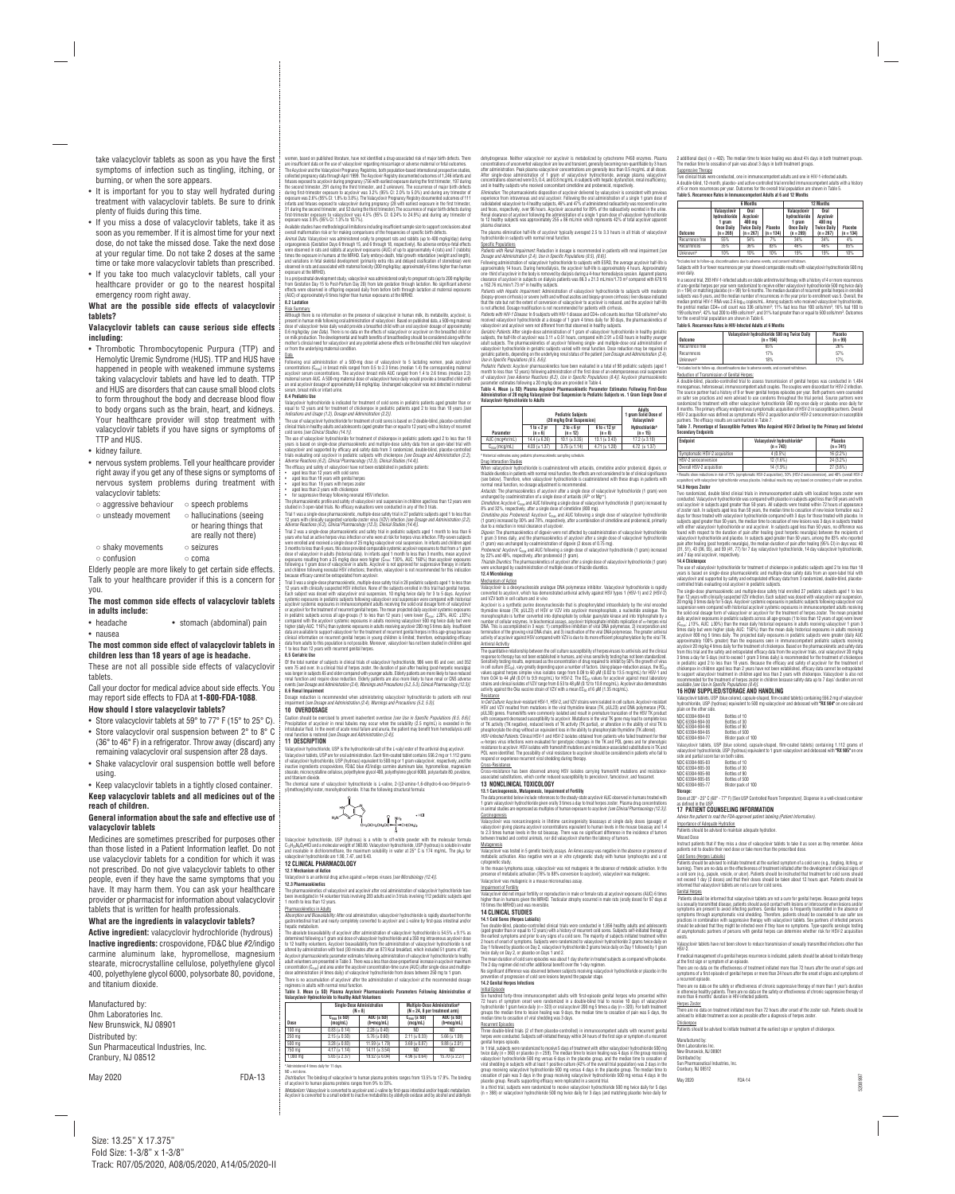take valacyclovir tablets as soon as you have the first symptoms of infection such as tingling, itching, or burning, or when the sore appears.

- It is important for you to stay well hydrated during treatment with valacyclovir tablets. Be sure to drink plenty of fluids during this time.
- If you miss a dose of valacyclovir tablets, take it as soon as you remember. If it is almost time for your next dose, do not take the missed dose. Take the next dose at your regular time. Do not take 2 doses at the same time or take more valacyclovir tablets than prescribed.
- If you take too much valacyclovir tablets, call your healthcare provider or go to the nearest hospital emergency room right away.

**What are the possible side effects of valacyclovir tablets?**

**Valacyclovir tablets can cause serious side effects including:**

- Thrombotic Thrombocytopenic Purpura (TTP) and Hemolytic Uremic Syndrome (HUS). TTP and HUS have happened in people with weakened immune systems taking valacyclovir tablets and have led to death. TTP and HUS are disorders that can cause small blood clots to form throughout the body and decrease blood flow to body organs such as the brain, heart, and kidneys. Your healthcare provider will stop treatment with valacyclovir tablets if you have signs or symptoms of TTP and HUS.
- kidney failure.
- nervous system problems. Tell your healthcare provider right away if you get any of these signs or symptoms of nervous system problems during treatment with valacyclovir tablets:
  - aggressive behavior
  - speech problems
  - unsteady movement
  - hallucinations (seeing or hearing things that are really not there)
  - shaky movements
  - seizures
  - confusion
  - coma

Elderly people are more likely to get certain side effects. Talk to your healthcare provider if this is a concern for you.

**The most common side effects of valacyclovir tablets in adults include:**

- headache
- stomach (abdominal) pain
- nausea

**The most common side effect of valacyclovir tablets in children less than 18 years of age is headache.**

These are not all possible side effects of valacyclovir tablets.

Call your doctor for medical advice about side effects. You may report side effects to FDA at **1-800-FDA-1088**.

**How should I store valacyclovir tablets?**

- Store valacyclovir tablets at 59° to 77°F (15° to 25° C).
- Store valacyclovir oral suspension between 2° to 8° C (36° to 46° F) in a refrigerator. Throw away (discard) any remaining valacyclovir oral suspension after 28 days.
- Shake valacyclovir oral suspension bottle well before using.
- Keep valacyclovir tablets in a tightly closed container.

**Keep valacyclovir tablets and all medicines out of the reach of children.**

**General information about the safe and effective use of valacyclovir tablets**

Medicines are sometimes prescribed for purposes other than those listed in a Patient Information leaflet. Do not use valacyclovir tablets for a condition for which it was not prescribed. Do not give valacyclovir tablets to other people, even if they have the same symptoms that you have. It may harm them. You can ask your healthcare provider or pharmacist for information about valacyclovir tablets that is written for health professionals.

**What are the ingredients in valacyclovir tablets?**

**Active ingredient:** valacyclovir hydrochloride (hydrous)

**Inactive ingredients:** crospovidone, FD&C blue #2/indigo carmine aluminum lake, hypromellose, magnesium stearate, microcrystalline cellulose, polyethylene glycol 400, polyethylene glycol 6000, polysorbate 80, povidone, and titanium dioxide.

Manufactured by:
Ohm Laboratories Inc.
New Brunswick, NJ 08901
Distributed by:
Sun Pharmaceutical Industries, Inc.
Cranbury, NJ 08512

May 2020 FDA-13

women, based on published literature, have not identified a drug-associated risk of major birth defects. There are insufficient data on the use of valacyclovir regarding miscarriage or adverse maternal or fetal outcomes. The Acyclovir and the Valacyclovir Pregnancy Registries, both population-based international prospective studies, collected pregnancy data through April 1999. The Acyclovir Registry documented outcomes of 1,246 infants and fetuses exposed to acyclovir during pregnancy (756 with earliest exposure during the first trimester, 197 during the second trimester, 291 during the third trimester, and 2 unknown). The occurrence of major birth defects during first-trimester exposures to acyclovir was 3.2% (95% CI: 2.0% to 5.0%) and during any trimester of exposure was 2.4% (95% CI: 1.6% to 3.8%). The Valacyclovir Pregnancy Registry documented outcomes of 111 infants and fetuses exposed to valacyclovir during pregnancy (28 with earliest exposure in the first trimester, 31 during the second trimester, and 52 during the third trimester). The occurrence of major birth defects during first-trimester exposure to valacyclovir was 4.5% (95% CI: 0.24% to 24.9%) and during any trimester of exposure was 3.9% (95% CI: 1.3% to 10.7%).

Available studies have methodological limitations including insufficient sample size to support conclusions about overall malformation risk or for making comparisons of the frequencies of specific birth defects.

*Animal Data:* Valacyclovir was administered orally to pregnant rats and rabbits (up to 400 mg/kg/day) during organogenesis (Gestation Days 6 through 15, and 6 through 18, respectively). No adverse embryo-fetal effects were observed in rats and rabbits at acyclovir exposures (AUC) of up to approximately 4 (rats) and 7 (rabbits) times the exposure in humans at the MRHD. Early embryonic death, fetal growth restriction (weight and length), and variations in fetal skeletal development (primarily extra ribs and delayed ossification of sternebrae) were observed in rats and associated with maternal toxicity (300 mg/kg/day; approximately 6 times higher than human exposure at the MRHD).

In a prenatal/postnatal development study, valacyclovir was administered orally to pregnant rats (up to 200 mg/kg/day) from Gestation Day 15 to Post-Partum Day 20 (from late gestation through lactation). No significant adverse effects were observed in offspring exposed daily from before birth through lactation at maternal exposures (AUC) of approximately 6 times higher than human exposures at the MRHD.

**8.2 Lactation**

Risk Summary

Although there is no information on the presence of valacyclovir in human milk, its metabolite, acyclovir, is present in human milk following oral administration of valacyclovir. Based on published data, a 500-mg maternal dose of valacyclovir twice daily would provide a breastfed child with an oral acyclovir dosage of approximately 0.6 mg/kg/day (see Data). There is no data on the effects of valacyclovir or acyclovir on the breastfed child or on milk production. The developmental and health benefits of breastfeeding should be considered along with the mother's clinical need for valacyclovir and any potential adverse effects on the breastfed child from valacyclovir or from the underlying maternal condition.

Data

Following oral administration of a 500-mg dose of valacyclovir to 5 lactating women, peak acyclovir concentrations ($C_{max}$) in breast milk ranged from 0.5 to 2.3 times (median 1.4) the corresponding maternal acyclovir serum concentrations. The acyclovir breast milk AUC ranged from 1.4 to 2.6 times (median 2.2) maternal serum AUC. A 500-mg maternal dose of valacyclovir twice daily would provide a breastfed child with an oral acyclovir dosage of approximately 0.6 mg/kg/day. Unchanged valacyclovir was not detected in maternal serum, breast milk or infant urine.

**8.4 Pediatric Use**

Valacyclovir hydrochloride is indicated for treatment of cold sores in pediatric patients aged greater than or equal to 12 years and for treatment of chickenpox in pediatric patients aged 2 to less than 18 years *[see Indications and Usage (1.2), Dosage and Administration (2.2)]*.

The use of valacyclovir hydrochloride for treatment of cold sores is based on 2 double-blind, placebo-controlled clinical trials in healthy adults and adolescents (aged greater than or equal to 12 years) with a history of recurrent cold sores *[see Clinical Studies (14.1)]*.

The use of valacyclovir hydrochloride for treatment of chickenpox in pediatric patients aged 2 to less than 18 years is based on single-dose pharmacokinetic and multiple-dose safety data from an open-label trial with valacyclovir and supported by efficacy and safety data from 3 randomized, double-blind, placebo-controlled trials evaluating oral acyclovir in pediatric subjects with chickenpox *[see Dosage and Administration (2.2), Adverse Reactions (6.2), Clinical Pharmacology (12.3), Clinical Studies (14.4)]*.

The efficacy and safety of valacyclovir have not been established in pediatric patients:

- aged less than 12 years with cold sores
- aged less than 18 years with genital herpes
- aged less than 18 years with herpes zoster
- aged less than 2 years with chickenpox
- for suppressive therapy following neonatal HSV infection.

The pharmacokinetic profile and safety of valacyclovir oral suspension in children aged less than 12 years were studied in 3 open-label trials. No efficacy evaluations were conducted in any of the 3 trials.

Trial 1 was a single-dose pharmacokinetic, multiple-dose safety trial in 27 pediatric subjects aged 1 to less than 12 years with clinically suspected varicella-zoster virus (VZV) infection *[see Dosage and Administration (2.2), Adverse Reactions (6.2), Clinical Pharmacology (12.3), Clinical Studies (14.4)]*.

Trial 2 was a single-dose pharmacokinetic and safety trial in pediatric subjects aged 1 month to less than 6 years who had an active herpes virus infection or who were at risk for herpes virus infection. Fifty-seven subjects were enrolled and received a single dose of 25 mg/kg valacyclovir oral suspension. In infants and children aged 3 months to less than 6 years, this dose provided comparable systemic acyclovir exposures to that from a 1-gram dose of valacyclovir in adults (historical data). In infants aged 1 month to less than 3 months, mean acyclovir exposures resulting from a 25-mg/kg dose were higher ($C_{max}$: ↑30%, AUC: ↑60%) than acyclovir exposures following a 1-gram dose of valacyclovir in adults. Acyclovir is not approved for suppressive therapy in infants and children following neonatal HSV infections; therefore, valacyclovir is not recommended for this indication because efficacy cannot be extrapolated from acyclovir.

Trial 3 was a single-dose pharmacokinetic, multiple-dose safety trial in 28 pediatric subjects aged 1 to less than 12 years with clinically suspected HSV infection. None of the subjects enrolled in this trial had genital herpes. Each subject was dosed with valacyclovir oral suspension, 10 mg/kg twice daily for 3 to 5 days. Acyclovir systemic exposures in pediatric subjects following valacyclovir oral suspension were compared with historical acyclovir systemic exposures in immunocompetent adults receiving the solid oral dosage form of valacyclovir or acyclovir for the treatment of recurrent genital herpes. The mean projected daily acyclovir systemic exposures in pediatric subjects across all age-groups (1 to less than 12 years) were lower ($C_{max}$: ↓20%, AUC: ↓33%) compared with the acyclovir systemic exposures in adults receiving valacyclovir 500 mg twice daily but were higher (daily AUC: ↑16%) than systemic exposures in adults receiving acyclovir 200 mg 5 times daily. Insufficient data are available to support valacyclovir for the treatment of recurrent genital herpes in this age-group because clinical information on recurrent genital herpes in young children is limited; therefore, extrapolating efficacy data from adults to this population is not possible. Moreover, valacyclovir has not been studied in children aged 1 to less than 12 years with recurrent genital herpes.

**8.5 Geriatric Use**

Of the total number of subjects in clinical trials of valacyclovir hydrochloride, 906 were 65 and over, and 352 were 75 and over. In a clinical trial of herpes zoster, the duration of pain after healing (post-herpetic neuralgia) was longer in subjects 65 and older compared with younger adults. Elderly patients are more likely to have reduced renal function and require dose reduction. Elderly patients are also more likely to have renal or CNS adverse events *[see Dosage and Administration (2.4), Warnings and Precautions (5.2, 5.3), Clinical Pharmacology (12.3)]*.

**8.6 Renal Impairment**

Dosage reduction is recommended when administering valacyclovir hydrochloride to patients with renal impairment *[see Dosage and Administration (2.4), Warnings and Precautions (5.2, 5.3)]*.

**10 OVERDOSAGE**

Caution should be exercised to prevent inadvertent overdose *[see Use in Specific Populations (8.5, 8.6)]*. Precipitation of acyclovir in renal tubules may occur when the solubility (2.5 mg/mL) is exceeded in the intratubular fluid. In the event of acute renal failure and anuria, the patient may benefit from hemodialysis until renal function is restored *[see Dosage and Administration (2.4)]*.

**11 DESCRIPTION**

Valacyclovir hydrochloride, USP is the hydrochloride salt of the L-valyl ester of the antiviral drug acyclovir.

Valacyclovir tablets, USP are for oral administration. Each film-coated tablet contains 556.2 mg or 1,112 grams of valacyclovir hydrochloride, USP (hydrous) equivalent to 500 mg or 1 gram valacyclovir, respectively, and the inactive ingredients crospovidone, FD&C blue #2/indigo carmine aluminum lake, hypromellose, magnesium stearate, microcrystalline cellulose, polyethylene glycol 400, polyethylene glycol 6000, polysorbate 80, povidone, and titanium dioxide.

The chemical name of valacyclovir hydrochloride is L-valine, 2-[(2-amino-1,6-dihydro-6-oxo-9H-purin-9-yl)methoxy]ethyl ester, monohydrochloride. It has the following structural formula:

Valacyclovir hydrochloride, USP (hydrous) is a white to off-white powder with the molecular formula $C_{13}H_{20}N_6O_4 \cdot HCl$ and a molecular weight of 360.80. Valacyclovir hydrochloride, USP (hydrous) is soluble in water and insoluble in dichloromethane, the maximum solubility in water at 25° C is 174 mg/mL. The $pK_a$s for valacyclovir hydrochloride are 1.90, 7.47, and 9.43.

**12 CLINICAL PHARMACOLOGY**

**12.1 Mechanism of Action**

Valacyclovir is an antiviral drug active against α-herpes viruses *[see Microbiology (12.4)]*.

**12.3 Pharmacokinetics**

The pharmacokinetics of valacyclovir and acyclovir after oral administration of valacyclovir hydrochloride have been investigated in 14 volunteer trials involving 283 adults and in 3 trials involving 112 pediatric subjects aged 1 month to less than 12 years.

Pharmacokinetics in Adults

*Absorption and Bioavailability:* After oral administration, valacyclovir hydrochloride is rapidly absorbed from the gastrointestinal tract and nearly completely converted to acyclovir and L-valine by first-pass intestinal and/or hepatic metabolism.

The absolute bioavailability of acyclovir after administration of valacyclovir hydrochloride is 54.5% ± 9.1% as determined following a 1-gram oral dose of valacyclovir hydrochloride and a 350-mg intravenous acyclovir dose to 12 healthy volunteers. Acyclovir bioavailability from the administration of valacyclovir hydrochloride is not altered by administration with food (30 minutes after an 873 Kcal breakfast, which included 51 grams of fat).

Acyclovir pharmacokinetic parameter estimates following administration of valacyclovir hydrochloride to healthy adult volunteers are presented in Table 3. There was a less than dose-proportional increase in acyclovir maximum concentration ($C_{max}$) and area under the acyclovir concentration-time curve (AUC) after single-dose and multiple-dose administration (4 times daily) of valacyclovir hydrochloride from doses between 250 mg to 1 gram.

There is no accumulation of acyclovir after the administration of valacyclovir at the recommended dosage regimens in adults with normal renal function.

**Table 3. Mean (± SD) Plasma Acyclovir Pharmacokinetic Parameters Following Administration of Valacyclovir Hydrochloride to Healthy Adult Volunteers**

| Dose | Single-Dose Administration (N = 8) | | Multiple-Dose Administration[a] (N = 24, 8 per treatment arm) | |
|---|---|---|---|---|
| | $C_{max}$ (± SD) (mcg/mL) | AUC (± SD) (h•mcg/mL) | $C_{max}$ (± SD) (mcg/mL) | AUC (± SD) (h•mcg/mL) |
| 100 mg | 0.83 (± 0.14) | 2.28 (± 0.40) | ND | ND |
| 250 mg | 2.15 (± 0.50) | 5.76 (± 0.60) | 2.11 (± 0.33) | 5.66 (± 1.09) |
| 500 mg | 3.28 (± 0.83) | 11.59 (± 1.79) | 3.69 (± 0.87) | 9.88 (± 2.01) |
| 750 mg | 4.17 (± 1.14) | 14.11 (± 3.54) | ND | ND |
| 1,000 mg | 5.65 (± 2.37) | 19.52 (± 6.04) | 4.96 (± 0.64) | 15.70 (± 2.27) |

[a] Administered 4 times daily for 11 days.
ND = not done.

*Distribution:* The binding of valacyclovir to human plasma proteins ranges from 13.5% to 17.9%. The binding of acyclovir to human plasma proteins ranges from 9% to 33%.

*Metabolism:* Valacyclovir is converted to acyclovir and L-valine by first-pass intestinal and/or hepatic metabolism. Acyclovir is converted to a small extent to inactive metabolites by aldehyde oxidase and by alcohol and aldehyde dehydrogenase. Neither valacyclovir nor acyclovir is metabolized by cytochrome P450 enzymes. Plasma concentrations of unconverted valacyclovir are low and transient, generally becoming non-quantifiable by 3 hours after administration. Peak plasma valacyclovir concentrations are generally less than 0.5 mcg/mL at all doses. After single-dose administration of 1 gram of valacyclovir hydrochloride, average plasma valacyclovir concentrations observed were 0.5, 0.4, and 0.8 mcg/mL in subjects with hepatic dysfunction, renal insufficiency, and in healthy subjects who received concomitant cimetidine and probenecid, respectively.

*Elimination:* The pharmacokinetic disposition of acyclovir delivered by valacyclovir is consistent with previous experience from intravenous and oral acyclovir. Following the oral administration of a single 1-gram dose of radiolabeled valacyclovir to 4 healthy subjects, 46% and 47% of administered radioactivity was recovered in urine and feces, respectively, over 96 hours. Acyclovir accounted for 89% of the radioactivity excreted in the urine. Renal clearance of acyclovir following the administration of a single 1-gram dose of valacyclovir hydrochloride to 12 healthy subjects was approximately 255 ± 86 mL/min which represents 42% of total acyclovir apparent plasma clearance.

The plasma elimination half-life of acyclovir typically averaged 2.5 to 3.3 hours in all trials of valacyclovir hydrochloride in subjects with normal renal function.

Specific Populations

*Patients with Renal Impairment:* Reduction in dosage is recommended in patients with renal impairment *[see Dosage and Administration (2.4), Use in Specific Populations (8.5), (8.6)]*.

Following administration of valacyclovir hydrochloride to subjects with ESRD, the average acyclovir half-life is approximately 14 hours. During hemodialysis, the acyclovir half-life is approximately 4 hours. Approximately one-third of acyclovir in the body is removed by dialysis during a 4-hour hemodialysis session. Apparent plasma clearance of acyclovir in subjects on dialysis patients was 86.3 ± 21.3 mL/min/1.73 $m^2$ compared with 679.16 ± 162.76 mL/min/1.73 $m^2$ in healthy subjects.

*Patients with Hepatic Impairment:* Administration of valacyclovir hydrochloride to subjects with moderate (biopsy-proven cirrhosis) or severe (with and without ascites and biopsy-proven cirrhosis) liver disease indicated that the rate but not the extent of conversion of valacyclovir to acyclovir is reduced, and the acyclovir half-life is not affected. Dosage modification is not recommended for patients with cirrhosis.

*Patients with HIV-1 Disease:* In 9 subjects with HIV-1 disease and CD4+ cell counts less than 150 cells/$mm^3$ who received valacyclovir hydrochloride at a dosage of 1 gram 4 times daily for 30 days, the pharmacokinetics of valacyclovir and acyclovir were not different from that observed in healthy subjects.

*Geriatric Patients:* After single-dose administration of 1 gram of valacyclovir hydrochloride in healthy geriatric subjects, the half-life of acyclovir was 3.11 ± 0.51 hours, compared with 2.91 ± 0.63 hours in healthy younger adult subjects. The pharmacokinetics of acyclovir following single- and multiple-dose oral administration of valacyclovir hydrochloride in geriatric subjects varied with renal function. Dose reduction may be required in geriatric patients, depending on the underlying renal status of the patient *[see Dosage and Administration (2.4), Use in Specific Populations (8.5), (8.6)]*.

*Pediatric Patients:* Acyclovir pharmacokinetics have been evaluated in a total of 98 pediatric subjects (aged 1 month to less than 12 years) following administration of the first dose of an extemporaneous oral suspension of valacyclovir *[see Adverse Reactions (6.2), Use in Specific Populations (8.4)]*. Acyclovir pharmacokinetic parameter estimates following a 20 mg/kg dose are provided in Table 4.

**Table 4. Mean (± SD) Plasma Acyclovir Pharmacokinetic Parameter Estimates Following First-Dose Administration of 20 mg/kg Valacyclovir Oral Suspension to Pediatric Subjects vs. 1 Gram Single Dose of Valacyclovir Hydrochloride to Adults**

| Parameter | Pediatric Subjects (20 mg/kg Oral Suspension) | | | Adults 1 gram Solid Dose of Valacyclovir Hydrochloride[a] (n = 15) |
|---|---|---|---|---|
| | 1 to < 2 yr (n = 6) | 2 to < 6 yr (n = 12) | 6 to < 12 yr (n = 8) | |
| AUC (mcg•h/mL) | 14.4 (± 6.26) | 10.1 (± 3.35) | 13.1 (± 3.43) | 17.2 (± 3.10) |
| $C_{max}$ (mcg/mL) | 4.03 (± 1.37) | 3.75 (± 1.14) | 4.71 (± 1.20) | 4.72 (± 1.37) |

[a] Historical estimates using pediatric pharmacokinetic sampling schedule.

Drug Interactions

When valacyclovir hydrochloride is coadministered with antacids, cimetidine and/or probenecid, digoxin, or thiazide diuretics in patients with normal renal function, the effects are not considered to be of clinical significance (see below). Therefore, when valacyclovir hydrochloride is coadministered with these drugs in patients with normal renal function, no dosage adjustment is recommended.

*Antacids:* The pharmacokinetics of acyclovir after a single dose of valacyclovir hydrochloride (1 gram) were unchanged by coadministration of a single dose of antacids ($Al^{3+}$ or $Mg^{++}$).

*Cimetidine:* Acyclovir $C_{max}$ and AUC following a single dose of valacyclovir hydrochloride (1 gram) increased by 8% and 32%, respectively, after a single dose of cimetidine (800 mg).

*Cimetidine plus Probenecid:* Acyclovir $C_{max}$ and AUC following a single dose of valacyclovir hydrochloride (1 gram) increased by 30% and 78%, respectively, after a combination of cimetidine and probenecid, primarily due to a reduction in renal clearance of acyclovir.

*Digoxin:* The pharmacokinetics of digoxin were not affected by coadministration of valacyclovir hydrochloride 1 gram 3 times daily, and the pharmacokinetics of acyclovir after a single dose of valacyclovir hydrochloride (1 gram) was unchanged by coadministration of digoxin (2 doses of 0.75 mg).

*Probenecid:* Acyclovir $C_{max}$ and AUC following a single dose of valacyclovir hydrochloride (1 gram) increased by 22% and 49%, respectively, after probenecid (1 gram).

*Thiazide Diuretics:* The pharmacokinetics of acyclovir after a single dose of valacyclovir hydrochloride (1 gram) were unchanged by coadministration of multiple doses of thiazide diuretics.

**12.4 Microbiology**

Mechanism of Action

Valacyclovir is a deoxynucleoside analogue DNA polymerase inhibitor. Valacyclovir hydrochloride is rapidly converted to acyclovir, which has demonstrated antiviral activity against HSV types 1 (HSV-1) and 2 (HSV-2) and VZV both in cell culture and in vivo.

Acyclovir is a synthetic purine deoxynucleoside that is phosphorylated intracellularly by the viral encoded thymidine kinase (TK, pUL23) of HSV or VZV into acyclovir monophosphate, a nucleotide analogue. The monophosphate is further converted into diphosphate by cellular guanylate kinase and into triphosphate by a number of cellular enzymes. In biochemical assays, acyclovir triphosphate inhibits replication of α-herpes viral DNA. This is accomplished in 3 ways: 1) competitive inhibition of viral DNA polymerase, 2) incorporation and termination of the growing viral DNA chain, and 3) inactivation of the viral DNA polymerase. The greater antiviral activity of acyclovir against HSV compared with VZV is due to its more efficient phosphorylation by the viral TK.

Antiviral Activity

The quantitative relationship between the cell culture susceptibility of herpesviruses to antivirals and the clinical response to therapy has not been established in humans, and virus sensitivity testing has not been standardized. Sensitivity testing results, expressed as the concentration of drug required to inhibit by 50% the growth of virus in cell culture ($EC_{50}$), vary greatly depending upon a number of factors. Using plaque-reduction assays, the $EC_{50}$ values against herpes simplex virus isolates range from 0.09 to 60 µM (0.02 to 13.5 mcg/mL) for HSV-1 and from 0.04 to 44 µM (0.01 to 9.9 mcg/mL) for HSV-2. The $EC_{50}$ values for acyclovir against most laboratory strains and clinical isolates of VZV range from 0.53 to 48 µM (0.12 to 10.8 mcg/mL). Acyclovir also demonstrates activity against the Oka vaccine strain of VZV with a mean $EC_{50}$ of 6 µM (1.35 mcg/mL).

Resistance

*In Cell Culture:* Acyclovir-resistant HSV-1, HSV-2, and VZV strains were isolated in cell culture. Acyclovir-resistant HSV and VZV resulted from mutations in the viral thymidine kinase (TK, pUL23) and DNA polymerase (POL, pUL30) genes. Frameshifts were commonly isolated and result in premature truncation of the HSV TK product with consequent decreased susceptibility to acyclovir. Mutations in the viral TK gene may lead to complete loss of TK activity (TK negative), reduced levels of TK activity (TK partial), or alteration in the ability of viral TK to phosphorylate the drug without an equivalent loss in the ability to phosphorylate thymidine (TK altered).

*HSV-Infected Patients:* Clinical HSV-1 and HSV-2 isolates obtained from patients who failed treatment for their α-herpes virus infections were evaluated for genotypic changes in the TK and POL genes and for phenotypic resistance to acyclovir. HSV isolates with frameshift mutations and resistance-associated substitutions in TK and POL were identified. The possibility of viral resistance to acyclovir should be considered in patients who fail to respond or experience recurrent viral shedding during therapy.

Cross-Resistance

Cross-resistance has been observed among HSV isolates carrying frameshift mutations and resistance-associated substitutions, which confer reduced susceptibility to penciclovir, famciclovir, and foscarnet.

**13 NONCLINICAL TOXICOLOGY**

**13.1 Carcinogenesis, Mutagenesis, Impairment of Fertility**

The data presented below include references to the steady-state acyclovir AUC observed in humans treated with 1 gram valacyclovir hydrochloride given orally 3 times a day to treat herpes zoster. Plasma drug concentrations in animal studies are expressed as multiples of human exposure to acyclovir *[see Clinical Pharmacology (12.3)]*.

Carcinogenesis

Valacyclovir was noncarcinogenic in lifetime carcinogenicity bioassays at single daily doses (gavage) of valacyclovir giving plasma acyclovir concentrations equivalent to human levels in the mouse bioassay and 1.4 to 2.3 times human levels in the rat bioassay. There was no significant difference in the incidence of tumors between treated and control animals, nor did valacyclovir shorten the latency of tumors.

Mutagenesis

Valacyclovir was tested in 5 genetic toxicity assays. An Ames assay was negative in the absence or presence of metabolic activation. Also negative were an in vitro cytogenetic study with human lymphocytes and a rat cytogenetic study.

In the mouse lymphoma assay, valacyclovir was not mutagenic in the absence of metabolic activation. In the presence of metabolic activation (76% to 88% conversion to acyclovir), valacyclovir was mutagenic.

Valacyclovir was mutagenic in a mouse micronucleus assay.

Impairment of Fertility

Valacyclovir did not impair fertility or reproduction in male or female rats at acyclovir exposures (AUC) 6 times higher than in humans given the MRHD. Testicular atrophy occurred in male rats (orally dosed for 97 days at 18 times the MRHD) and was reversible.

**14 CLINICAL STUDIES**

**14.1 Cold Sores (Herpes Labialis)**

Two double-blind, placebo-controlled clinical trials were conducted in 1,856 healthy adults and adolescents (aged greater than or equal to 12 years) with a history of recurrent cold sores. Subjects self-initiated therapy at the earliest symptoms and prior to any signs of a cold sore. The majority of subjects initiated treatment within 2 hours of onset of symptoms. Subjects were randomized to valacyclovir hydrochloride 2 grams twice daily on Day 1 followed by placebo on Day 2, valacyclovir hydrochloride 2 grams twice daily on Day 1 followed by 1 gram twice daily on Day 2, or placebo on Days 1 and 2.

The mean duration of cold sore episodes was about 1 day shorter in treated subjects as compared with placebo. The 2-day regimen did not offer additional benefit over the 1-day regimen.

No significant difference was observed between subjects receiving valacyclovir hydrochloride or placebo in the prevention of progression of cold sore lesions beyond the papular stage.

**14.2 Genital Herpes Infections**

Initial Episode

Six hundred forty-three immunocompetent adults with first-episode genital herpes who presented within 72 hours of symptom onset were randomized in a double-blind trial to receive 10 days of valacyclovir hydrochloride 1 gram twice daily (n = 323) or oral acyclovir 200 mg 5 times a day (n = 320). For both treatment groups the median time to lesion healing was 9 days, the median time to cessation of pain was 5 days, the median time to cessation of viral shedding was 3 days.

Recurrent Episodes

Three double-blind trials (2 of them placebo-controlled) in immunocompetent adults with recurrent genital herpes were conducted. Subjects self-initiated therapy within 24 hours of the first sign or symptom of a recurrent genital herpes episode.

In 1 trial, subjects were randomized to receive 5 days of treatment with either valacyclovir hydrochloride 500 mg twice daily (n = 360) or placebo (n = 259). The median time to lesion healing was 4 days in the group receiving valacyclovir hydrochloride 500 mg versus 6 days in the placebo group, and the median time to cessation of viral shedding in subjects with at least 1 positive culture (42% of the overall trial population) was 2 days in the group receiving valacyclovir hydrochloride 500 mg versus 4 days in the placebo group. The median time to cessation of pain was 3 days in the group receiving valacyclovir hydrochloride 500 mg versus 4 days in the placebo group. Results supporting efficacy were replicated in a second trial.

In a third trial, subjects were randomized to receive valacyclovir hydrochloride 500 mg twice daily for 5 days (n = 398) or valacyclovir hydrochloride 500 mg twice daily for 3 days (and matching placebo twice daily for 2 additional days) (n = 402). The median time to lesion healing was about 4½ days in both treatment groups. The median time to cessation of pain was about 3 days in both treatment groups.

Suppressive Therapy

Two clinical trials were conducted, one in immunocompetent adults and one in HIV-1-infected adults.

A double-blind, 12-month, placebo- and active-controlled trial enrolled immunocompetent adults with a history of 6 or more recurrences per year. Outcomes for the overall trial population are shown in Table 5.

**Table 5. Recurrence Rates in Immunocompetent Adults at 6 and 12 Months**

| Outcome | 6 Months | | | 12 Months | | |
|---|---|---|---|---|---|---|
| | Valacyclovir hydrochloride 1 gram Once Daily (n = 269) | Oral Acyclovir 400 mg Twice Daily (n = 267) | Placebo (n = 134) | Valacyclovir hydrochloride 1 gram Once Daily (n = 269) | Oral Acyclovir 400 mg Twice Daily (n = 267) | Placebo (n = 134) |
| Recurrence free | 55% | 54% | 7% | 34% | 34% | 4% |
| Recurrences | 35% | 36% | 83% | 46% | 46% | 85% |
| Unknown[a] | 10% | 10% | 10% | 19% | 19% | 10% |

[a] Includes lost to follow-up, discontinuations due to adverse events, and consent withdrawn.

Subjects with 9 or fewer recurrences per year showed comparable results with valacyclovir hydrochloride 500 mg once daily.

In a second trial, 293 HIV-1-infected adults on stable antiretroviral therapy with a history of 4 or more recurrences of ano-genital herpes per year were randomized to receive either valacyclovir hydrochloride 500 mg twice daily (n = 194) or matching placebo (n = 99) for 6 months. The median duration of recurrent genital herpes in enrolled subjects was 8 years, and the median number of recurrences in the year prior to enrollment was 5. Overall, the median pretrial HIV-1 RNA was 2.6 $log_{10}$ copies/mL. Among subjects who received valacyclovir hydrochloride, the pretrial median CD4+ cell count was 336 cells/$mm^3$; 11% had less than 100 cells/$mm^3$, 16% had 100 to 199 cells/$mm^3$, 42% had 200 to 499 cells/$mm^3$, and 31% had greater than or equal to 500 cells/$mm^3$. Outcomes for the overall trial population are shown in Table 6.

**Table 6. Recurrence Rates in HIV-Infected Adults at 6 Months**

| Outcome | Valacyclovir hydrochloride 500 mg Twice Daily (n = 194) | Placebo (n = 99) |
|---|---|---|
| Recurrence free | 65% | 26% |
| Recurrences | 17% | 57% |
| Unknown[a] | 18% | 17% |

[a] Includes lost to follow-up, discontinuations due to adverse events, and consent withdrawn.

Reduction of Transmission of Genital Herpes

A double-blind, placebo-controlled trial to assess transmission of genital herpes was conducted in 1,484 monogamous, heterosexual, immunocompetent adult couples. The couples were discordant for HSV-2 infection. The source partner had a history of 9 or fewer genital herpes episodes per year. Both partners were counseled on safer sex practices and were advised to use condoms throughout the trial period. Source partners were randomized to treatment with either valacyclovir hydrochloride 500 mg once daily or placebo once daily for 8 months. The primary efficacy endpoint was symptomatic acquisition of HSV-2 in susceptible partners. Overall HSV-2 acquisition was defined as symptomatic HSV-2 acquisition and/or HSV-2 seroconversion in susceptible partners. The efficacy results are summarized in Table 7.

**Table 7. Percentage of Susceptible Partners Who Acquired HSV-2 Defined by the Primary and Selected Secondary Endpoints**

| Endpoint | Valacyclovir hydrochloride[a] (n = 743) | Placebo (n = 741) |
|---|---|---|
| Symptomatic HSV-2 acquisition | 4 (0.5%) | 16 (2.2%) |
| HSV-2 seroconversion | 12 (1.6%) | 24 (3.2%) |
| Overall HSV-2 acquisition | 14 (1.9%) | 27 (3.6%) |

[a] Results show reductions in risk of 75% (symptomatic HSV-2 acquisition), 50% (HSV-2 seroconversion), and 48% (overall HSV-2 acquisition) with valacyclovir hydrochloride versus placebo. Individual results may vary based on consistency of safer sex practices.

**14.3 Herpes Zoster**

Two randomized, double blind clinical trials in immunocompetent adults with localized herpes zoster were conducted. Valacyclovir hydrochloride was compared with placebo in subjects aged less than 50 years and with oral acyclovir in subjects aged greater than 50 years. All subjects were treated within 72 hours of appearance of zoster rash. In subjects aged less than 50 years, the median time to cessation of new lesion formation was 2 days for those treated with valacyclovir hydrochloride compared with 3 days for those treated with placebo. In subjects aged greater than 50 years, the median time to cessation of new lesions was 3 days in subjects treated with either valacyclovir hydrochloride or oral acyclovir. In subjects aged less than 50 years, no difference was found with respect to the duration of pain after healing (post-herpetic neuralgia) between the recipients of valacyclovir hydrochloride and placebo. In subjects aged greater than 50 years, among the 85% who reported pain after healing (post-herpetic neuralgia), the median duration of pain after healing [95% CI] in days was: 40 (31, 51), 43 (36, 55), and 59 (41, 77) for 7-day valacyclovir hydrochloride, 14-day valacyclovir hydrochloride, and 7-day oral acyclovir, respectively.

**14.4 Chickenpox**

The use of valacyclovir hydrochloride for treatment of chickenpox in pediatric subjects aged 2 to less than 18 years is based on single-dose pharmacokinetic and multiple-dose safety data from an open-label trial with valacyclovir and supported by safety and extrapolated efficacy data from 3 randomized, double-blind, placebo-controlled trials evaluating oral acyclovir in pediatric subjects.

The single-dose pharmacokinetic and multiple-dose safety trial enrolled 27 pediatric subjects aged 1 to less than 12 years with clinically suspected VZV infection. Each subject was dosed with valacyclovir oral suspension, 20 mg/kg 3 times daily for 5 days. Acyclovir systemic exposures in pediatric subjects following valacyclovir oral suspension were compared with historical acyclovir systemic exposures in immunocompetent adults receiving the solid oral dosage form of valacyclovir or acyclovir for the treatment of herpes zoster. The mean projected daily acyclovir exposures in pediatric subjects across all age-groups (1 to less than 12 years of age) were lower ($C_{max}$: ↓13%, AUC: ↓30%) than the mean daily historical exposures in adults receiving valacyclovir 1 gram 3 times daily but were higher (daily AUC: ↑50%) than the mean daily historical exposures in adults receiving acyclovir 800 mg 5 times daily. The projected daily exposures in pediatric subjects were greater (daily AUC approximately 100% greater) than the exposures seen in immunocompetent pediatric subjects receiving acyclovir 20 mg/kg 4 times daily for the treatment of chickenpox. Based on the pharmacokinetic and safety data from this trial and the safety and extrapolated efficacy data from the acyclovir trials, oral valacyclovir 20 mg/kg 3 times a day for 5 days (not to exceed 1 gram 3 times daily) is recommended for the treatment of chickenpox in pediatric aged 2 to less than 18 years. Because the efficacy and safety of acyclovir for the treatment of chickenpox in children aged less than 2 years have not been established, efficacy data cannot be extrapolated to support valacyclovir treatment in children aged less than 2 years with chickenpox. Valacyclovir is also not recommended for the treatment of herpes zoster in children because safety data up to 7 days' duration are not available *[see Use in Specific Populations (8.4)]*.

**16 HOW SUPPLIED/STORAGE AND HANDLING**

Valacyclovir tablets, USP (blue colored, capsule-shaped, film-coated tablets) containing 556.2 mg of valacyclovir hydrochloride, USP (hydrous) equivalent to 500 mg valacyclovir and debossed with "RX 984" on one side and plain on the other side.

| | |
|---|---|
| NDC 63304-904-03 | Bottles of 10 |
| NDC 63304-904-30 | Bottles of 30 |
| NDC 63304-904-90 | Bottles of 90 |
| NDC 63304-904-05 | Bottles of 500 |
| NDC 63304-904-77 | Blister pack of 100 |

Valacyclovir tablets, USP (blue colored, capsule-shaped, film-coated tablets) containing 1.112 grams of valacyclovir hydrochloride, USP (hydrous) equivalent to 1 gram valacyclovir and debossed with "RX 985" on one side and partial score bar on both sides.

| | |
|---|---|
| NDC 63304-905-03 | Bottles of 10 |
| NDC 63304-905-30 | Bottles of 30 |
| NDC 63304-905-90 | Bottles of 90 |
| NDC 63304-905-05 | Bottles of 500 |
| NDC 63304-905-77 | Blister pack of 100 |

**Storage:**

Store at 20° - 25° C (68° - 77° F) [See USP Controlled Room Temperature]. Dispense in a well-closed container as defined in the USP.

**17 PATIENT COUNSELING INFORMATION**

*Advise the patient to read the FDA-approved patient labeling (Patient Information).*

Importance of Adequate Hydration

Patients should be advised to maintain adequate hydration.

Missed Dose

Instruct patients that if they miss a dose of valacyclovir tablets to take it as soon as they remember. Advise patients not to double their next dose or take more than the prescribed dose.

Cold Sores (Herpes Labialis)

Patients should be advised to initiate treatment at the earliest symptom of a cold sore (e.g., tingling, itching, or burning). There are no data on the effectiveness of treatment initiated after the development of clinical signs of a cold sore (e.g., papule, vesicle, or ulcer). Patients should be instructed that treatment for cold sores should not exceed 1 day (2 doses) and that their doses should be taken about 12 hours apart. Patients should be informed that valacyclovir tablets are not a cure for cold sores.

Genital Herpes

Patients should be informed that valacyclovir tablets are not a cure for genital herpes. Because genital herpes is a sexually transmitted disease, patients should avoid contact with lesions or intercourse when lesions and/or symptoms are present to avoid infecting partners. Genital herpes is frequently transmitted in the absence of symptoms through asymptomatic viral shedding. Therefore, patients should be counseled to use safer sex practices in combination with suppressive therapy with valacyclovir tablets. Sex partners of infected persons should be advised that they might be infected even if they have no symptoms. Type-specific serologic testing of asymptomatic partners of persons with genital herpes can determine whether risk for HSV-2 acquisition exists.

Valacyclovir tablets have not been shown to reduce transmission of sexually transmitted infections other than HSV-2.

If medical management of a genital herpes recurrence is indicated, patients should be advised to initiate therapy at the first sign or symptom of an episode.

There are no data on the effectiveness of treatment initiated more than 72 hours after the onset of signs and symptoms of a first episode of genital herpes or more than 24 hours after the onset of signs and symptoms of a recurrent episode.

There are no data on the safety or effectiveness of chronic suppressive therapy of more than 1 year's duration in otherwise healthy patients. There are no data on the safety or effectiveness of chronic suppressive therapy of more than 6 months' duration in HIV-infected patients.

Herpes Zoster

There are no data on treatment initiated more than 72 hours after the onset of the zoster rash. Patients should be advised to initiate treatment as soon as possible after a diagnosis of herpes zoster.

Chickenpox

Patients should be advised to initiate treatment at the earliest sign or symptom of chickenpox.

Manufactured by:
Ohm Laboratories Inc.
New Brunswick, NJ 08901
Distributed by:
Sun Pharmaceutical Industries, Inc.
Cranbury, NJ 08512

May 2020 FDA-14

Size: 13.25" X 17.375"
Fold Size: 1-3/8" x 1-3/8"
Track: R07/05/2020, A08/05/2020, A14/05/2020-II